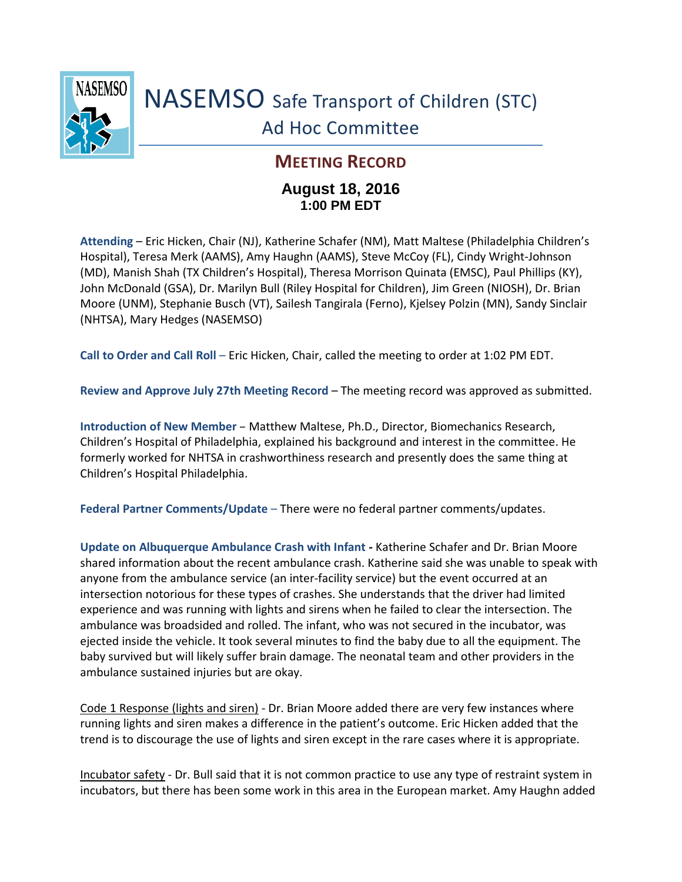# NASEMSO Safe Transport of Children (STC) Ad Hoc Committee

## MEETING RECORD

**August 18, 2016**
**1:00 PM EDT**

**Attending** – Eric Hicken, Chair (NJ), Katherine Schafer (NM), Matt Maltese (Philadelphia Children's Hospital), Teresa Merk (AAMS), Amy Haughn (AAMS), Steve McCoy (FL), Cindy Wright-Johnson (MD), Manish Shah (TX Children's Hospital), Theresa Morrison Quinata (EMSC), Paul Phillips (KY), John McDonald (GSA), Dr. Marilyn Bull (Riley Hospital for Children), Jim Green (NIOSH), Dr. Brian Moore (UNM), Stephanie Busch (VT), Sailesh Tangirala (Ferno), Kjelsey Polzin (MN), Sandy Sinclair (NHTSA), Mary Hedges (NASEMSO)

**Call to Order and Call Roll** – Eric Hicken, Chair, called the meeting to order at 1:02 PM EDT.

**Review and Approve July 27th Meeting Record** – The meeting record was approved as submitted.

**Introduction of New Member** – Matthew Maltese, Ph.D., Director, Biomechanics Research, Children's Hospital of Philadelphia, explained his background and interest in the committee. He formerly worked for NHTSA in crashworthiness research and presently does the same thing at Children's Hospital Philadelphia.

**Federal Partner Comments/Update** – There were no federal partner comments/updates.

**Update on Albuquerque Ambulance Crash with Infant** - Katherine Schafer and Dr. Brian Moore shared information about the recent ambulance crash. Katherine said she was unable to speak with anyone from the ambulance service (an inter-facility service) but the event occurred at an intersection notorious for these types of crashes. She understands that the driver had limited experience and was running with lights and sirens when he failed to clear the intersection. The ambulance was broadsided and rolled. The infant, who was not secured in the incubator, was ejected inside the vehicle. It took several minutes to find the baby due to all the equipment. The baby survived but will likely suffer brain damage. The neonatal team and other providers in the ambulance sustained injuries but are okay.

<u>Code 1 Response (lights and siren)</u> - Dr. Brian Moore added there are very few instances where running lights and siren makes a difference in the patient's outcome. Eric Hicken added that the trend is to discourage the use of lights and siren except in the rare cases where it is appropriate.

<u>Incubator safety</u> - Dr. Bull said that it is not common practice to use any type of restraint system in incubators, but there has been some work in this area in the European market. Amy Haughn added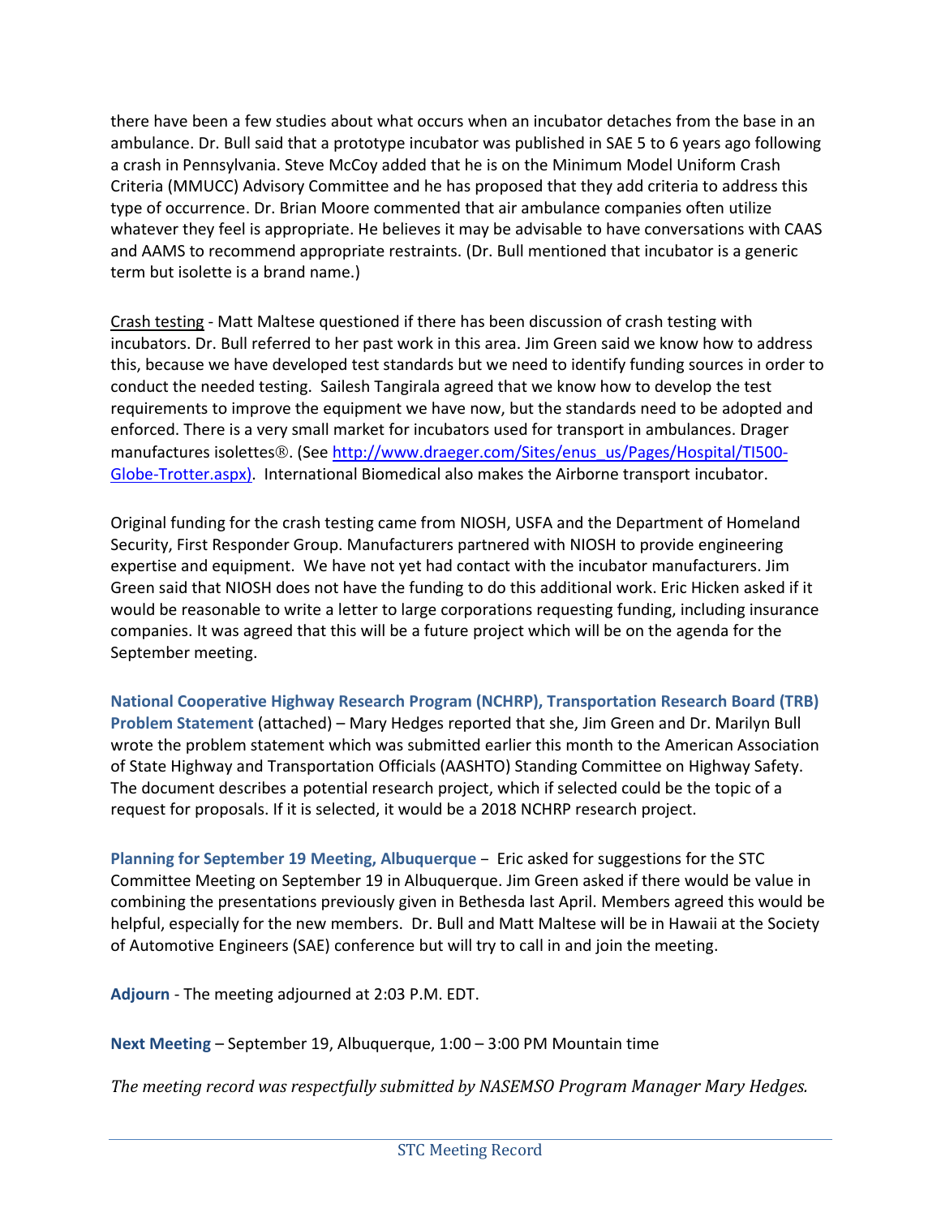there have been a few studies about what occurs when an incubator detaches from the base in an ambulance. Dr. Bull said that a prototype incubator was published in SAE 5 to 6 years ago following a crash in Pennsylvania. Steve McCoy added that he is on the Minimum Model Uniform Crash Criteria (MMUCC) Advisory Committee and he has proposed that they add criteria to address this type of occurrence. Dr. Brian Moore commented that air ambulance companies often utilize whatever they feel is appropriate. He believes it may be advisable to have conversations with CAAS and AAMS to recommend appropriate restraints. (Dr. Bull mentioned that incubator is a generic term but isolette is a brand name.)

Crash testing - Matt Maltese questioned if there has been discussion of crash testing with incubators. Dr. Bull referred to her past work in this area. Jim Green said we know how to address this, because we have developed test standards but we need to identify funding sources in order to conduct the needed testing. Sailesh Tangirala agreed that we know how to develop the test requirements to improve the equipment we have now, but the standards need to be adopted and enforced. There is a very small market for incubators used for transport in ambulances. Drager manufactures isolettes®. (See http://www.draeger.com/Sites/enus_us/Pages/Hospital/TI500-Globe-Trotter.aspx). International Biomedical also makes the Airborne transport incubator.

Original funding for the crash testing came from NIOSH, USFA and the Department of Homeland Security, First Responder Group. Manufacturers partnered with NIOSH to provide engineering expertise and equipment. We have not yet had contact with the incubator manufacturers. Jim Green said that NIOSH does not have the funding to do this additional work. Eric Hicken asked if it would be reasonable to write a letter to large corporations requesting funding, including insurance companies. It was agreed that this will be a future project which will be on the agenda for the September meeting.

**National Cooperative Highway Research Program (NCHRP), Transportation Research Board (TRB) Problem Statement** (attached) – Mary Hedges reported that she, Jim Green and Dr. Marilyn Bull wrote the problem statement which was submitted earlier this month to the American Association of State Highway and Transportation Officials (AASHTO) Standing Committee on Highway Safety. The document describes a potential research project, which if selected could be the topic of a request for proposals. If it is selected, it would be a 2018 NCHRP research project.

**Planning for September 19 Meeting, Albuquerque** – Eric asked for suggestions for the STC Committee Meeting on September 19 in Albuquerque. Jim Green asked if there would be value in combining the presentations previously given in Bethesda last April. Members agreed this would be helpful, especially for the new members. Dr. Bull and Matt Maltese will be in Hawaii at the Society of Automotive Engineers (SAE) conference but will try to call in and join the meeting.

**Adjourn** - The meeting adjourned at 2:03 P.M. EDT.

**Next Meeting** – September 19, Albuquerque, 1:00 – 3:00 PM Mountain time

*The meeting record was respectfully submitted by NASEMSO Program Manager Mary Hedges.*